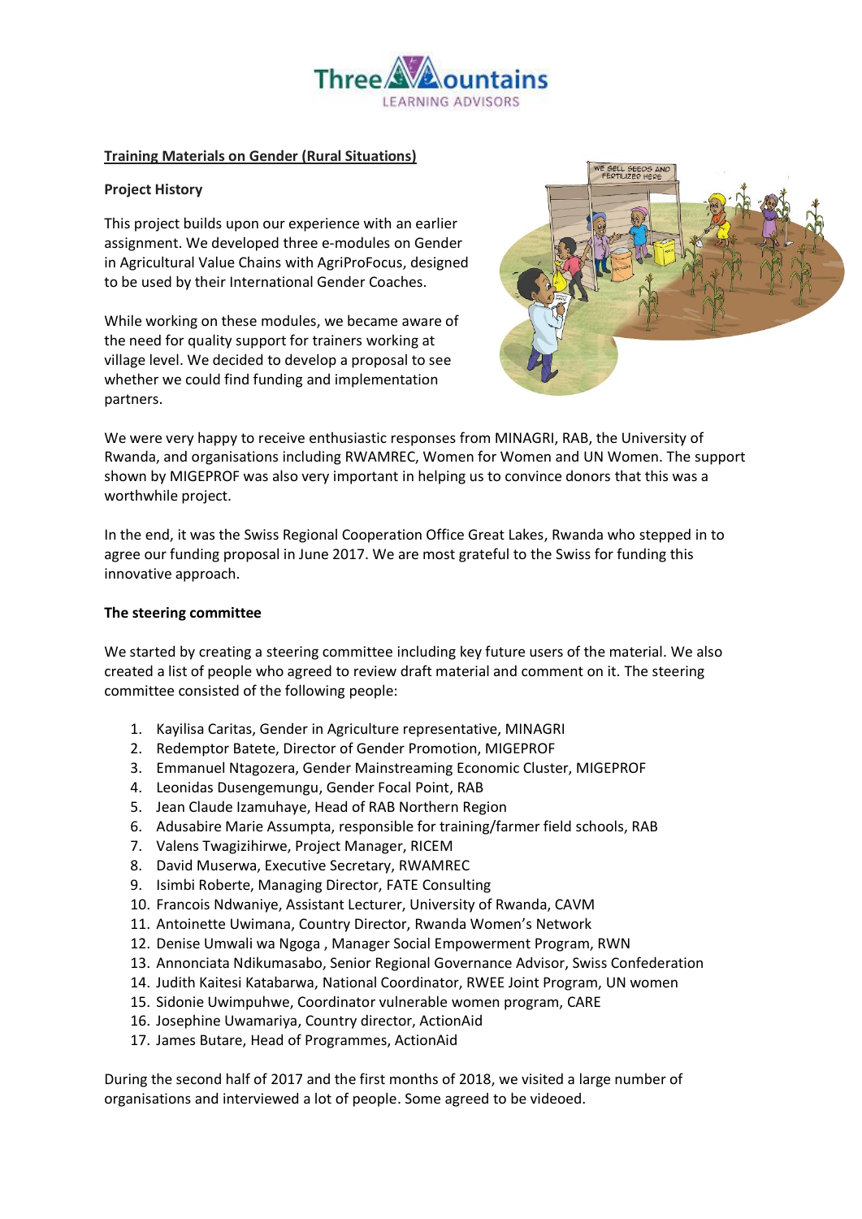## Training Materials on Gender (Rural Situations)

### Project History

This project builds upon our experience with an earlier assignment. We developed three e-modules on Gender in Agricultural Value Chains with AgriProFocus, designed to be used by their International Gender Coaches.

While working on these modules, we became aware of the need for quality support for trainers working at village level. We decided to develop a proposal to see whether we could find funding and implementation partners.

We were very happy to receive enthusiastic responses from MINAGRI, RAB, the University of Rwanda, and organisations including RWAMREC, Women for Women and UN Women. The support shown by MIGEPROF was also very important in helping us to convince donors that this was a worthwhile project.

In the end, it was the Swiss Regional Cooperation Office Great Lakes, Rwanda who stepped in to agree our funding proposal in June 2017. We are most grateful to the Swiss for funding this innovative approach.

### The steering committee

We started by creating a steering committee including key future users of the material. We also created a list of people who agreed to review draft material and comment on it. The steering committee consisted of the following people:

1. Kayilisa Caritas, Gender in Agriculture representative, MINAGRI
2. Redemptor Batete, Director of Gender Promotion, MIGEPROF
3. Emmanuel Ntagozera, Gender Mainstreaming Economic Cluster, MIGEPROF
4. Leonidas Dusengemungu, Gender Focal Point, RAB
5. Jean Claude Izamuhaye, Head of RAB Northern Region
6. Adusabire Marie Assumpta, responsible for training/farmer field schools, RAB
7. Valens Twagizihirwe, Project Manager, RICEM
8. David Muserwa, Executive Secretary, RWAMREC
9. Isimbi Roberte, Managing Director, FATE Consulting
10. Francois Ndwaniye, Assistant Lecturer, University of Rwanda, CAVM
11. Antoinette Uwimana, Country Director, Rwanda Women's Network
12. Denise Umwali wa Ngoga , Manager Social Empowerment Program, RWN
13. Annonciata Ndikumasabo, Senior Regional Governance Advisor, Swiss Confederation
14. Judith Kaitesi Katabarwa, National Coordinator, RWEE Joint Program, UN women
15. Sidonie Uwimpuhwe, Coordinator vulnerable women program, CARE
16. Josephine Uwamariya, Country director, ActionAid
17. James Butare, Head of Programmes, ActionAid

During the second half of 2017 and the first months of 2018, we visited a large number of organisations and interviewed a lot of people. Some agreed to be videoed.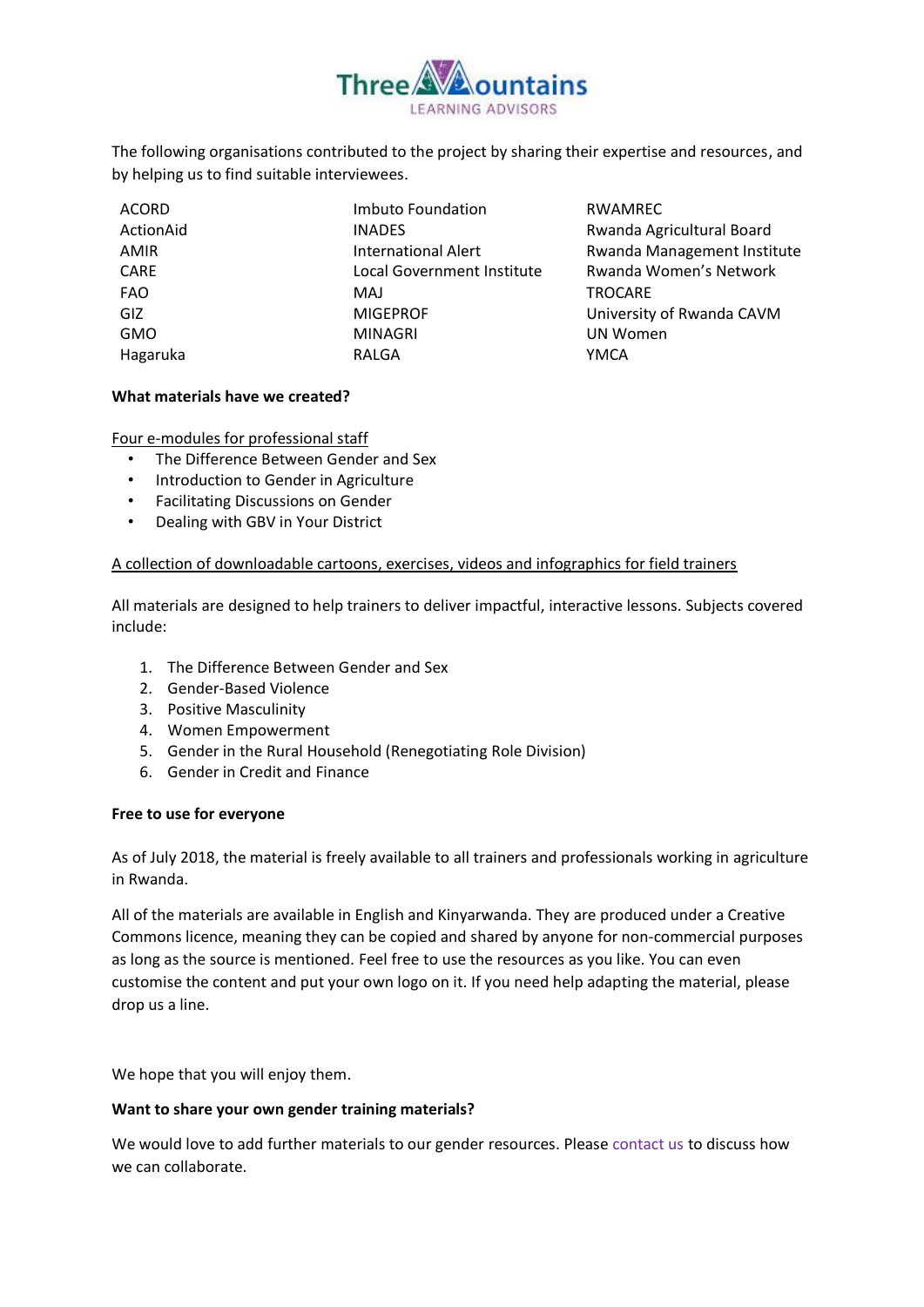The following organisations contributed to the project by sharing their expertise and resources, and by helping us to find suitable interviewees.

| | | |
|---|---|---|
| ACORD | Imbuto Foundation | RWAMREC |
| ActionAid | INADES | Rwanda Agricultural Board |
| AMIR | International Alert | Rwanda Management Institute |
| CARE | Local Government Institute | Rwanda Women's Network |
| FAO | MAJ | TROCARE |
| GIZ | MIGEPROF | University of Rwanda CAVM |
| GMO | MINAGRI | UN Women |
| Hagaruka | RALGA | YMCA |

**What materials have we created?**

Four e-modules for professional staff

- The Difference Between Gender and Sex
- Introduction to Gender in Agriculture
- Facilitating Discussions on Gender
- Dealing with GBV in Your District

A collection of downloadable cartoons, exercises, videos and infographics for field trainers

All materials are designed to help trainers to deliver impactful, interactive lessons. Subjects covered include:

1. The Difference Between Gender and Sex
2. Gender-Based Violence
3. Positive Masculinity
4. Women Empowerment
5. Gender in the Rural Household (Renegotiating Role Division)
6. Gender in Credit and Finance

**Free to use for everyone**

As of July 2018, the material is freely available to all trainers and professionals working in agriculture in Rwanda.

All of the materials are available in English and Kinyarwanda. They are produced under a Creative Commons licence, meaning they can be copied and shared by anyone for non-commercial purposes as long as the source is mentioned. Feel free to use the resources as you like. You can even customise the content and put your own logo on it. If you need help adapting the material, please drop us a line.

We hope that you will enjoy them.

**Want to share your own gender training materials?**

We would love to add further materials to our gender resources. Please contact us to discuss how we can collaborate.